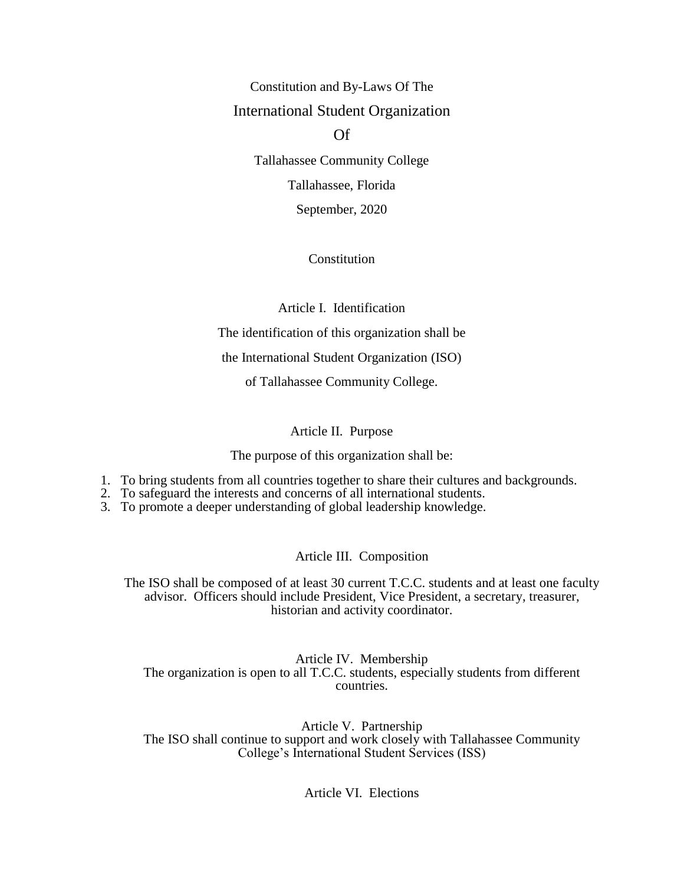# Constitution and By-Laws Of The

# International Student Organization

# Of

# Tallahassee Community College

Tallahassee, Florida

September, 2020

## Constitution

### Article I. Identification

The identification of this organization shall be the International Student Organization (ISO) of Tallahassee Community College.

### Article II. Purpose

The purpose of this organization shall be:

1. To bring students from all countries together to share their cultures and backgrounds.
2. To safeguard the interests and concerns of all international students.
3. To promote a deeper understanding of global leadership knowledge.

### Article III. Composition

The ISO shall be composed of at least 30 current T.C.C. students and at least one faculty advisor. Officers should include President, Vice President, a secretary, treasurer, historian and activity coordinator.

### Article IV. Membership

The organization is open to all T.C.C. students, especially students from different countries.

### Article V. Partnership

The ISO shall continue to support and work closely with Tallahassee Community College's International Student Services (ISS)

### Article VI. Elections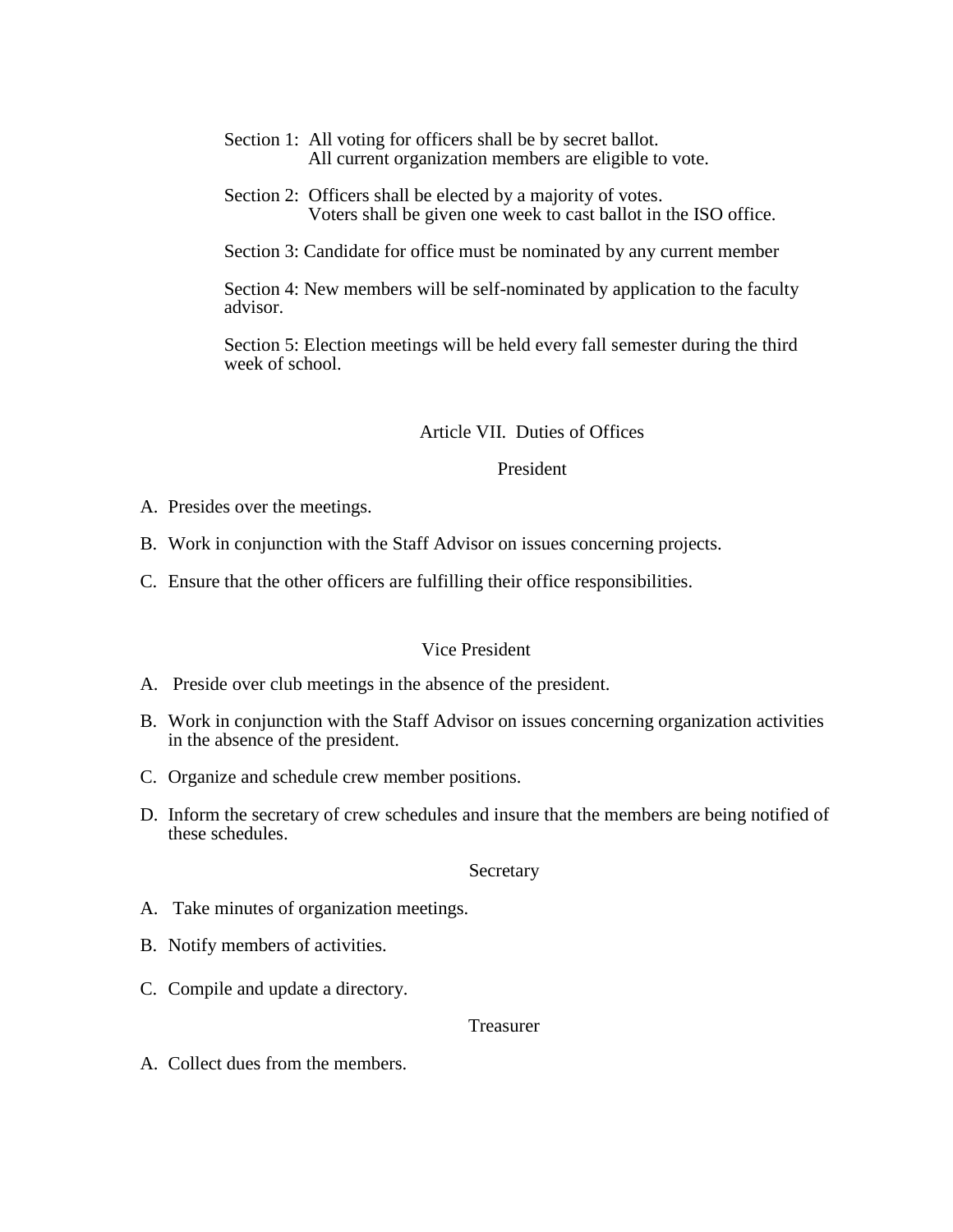Section 1: All voting for officers shall be by secret ballot.
All current organization members are eligible to vote.

Section 2: Officers shall be elected by a majority of votes.
Voters shall be given one week to cast ballot in the ISO office.

Section 3: Candidate for office must be nominated by any current member

Section 4: New members will be self-nominated by application to the faculty advisor.

Section 5: Election meetings will be held every fall semester during the third week of school.

## Article VII. Duties of Offices

### President

A. Presides over the meetings.

B. Work in conjunction with the Staff Advisor on issues concerning projects.

C. Ensure that the other officers are fulfilling their office responsibilities.

### Vice President

A. Preside over club meetings in the absence of the president.

B. Work in conjunction with the Staff Advisor on issues concerning organization activities in the absence of the president.

C. Organize and schedule crew member positions.

D. Inform the secretary of crew schedules and insure that the members are being notified of these schedules.

### Secretary

A. Take minutes of organization meetings.

B. Notify members of activities.

C. Compile and update a directory.

### Treasurer

A. Collect dues from the members.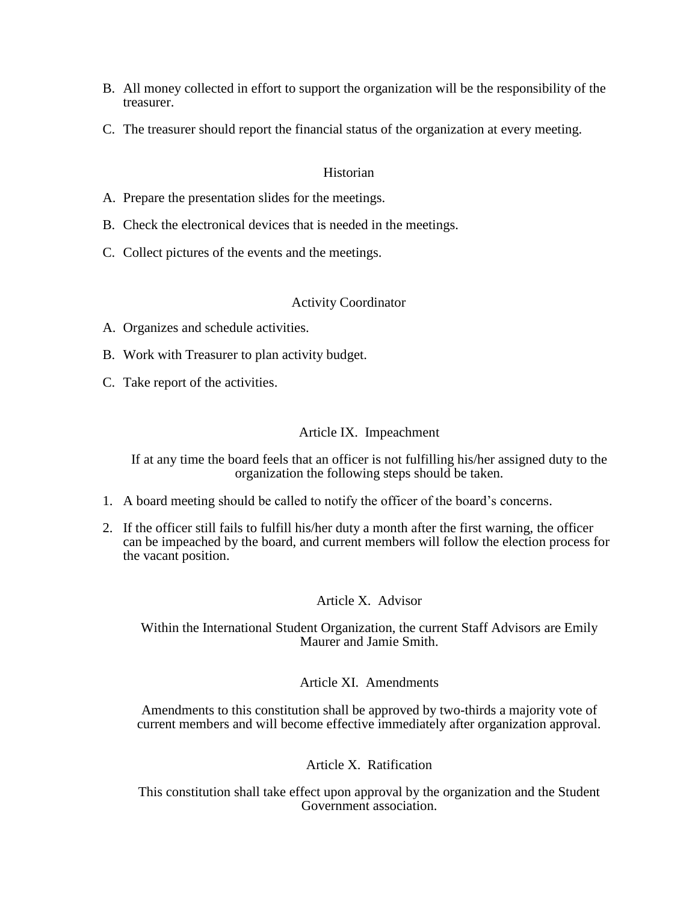B. All money collected in effort to support the organization will be the responsibility of the treasurer.

C. The treasurer should report the financial status of the organization at every meeting.

### Historian

A. Prepare the presentation slides for the meetings.

B. Check the electronical devices that is needed in the meetings.

C. Collect pictures of the events and the meetings.

### Activity Coordinator

A. Organizes and schedule activities.

B. Work with Treasurer to plan activity budget.

C. Take report of the activities.

## Article IX. Impeachment

If at any time the board feels that an officer is not fulfilling his/her assigned duty to the organization the following steps should be taken.

1. A board meeting should be called to notify the officer of the board's concerns.
2. If the officer still fails to fulfill his/her duty a month after the first warning, the officer can be impeached by the board, and current members will follow the election process for the vacant position.

## Article X. Advisor

Within the International Student Organization, the current Staff Advisors are Emily Maurer and Jamie Smith.

## Article XI. Amendments

Amendments to this constitution shall be approved by two-thirds a majority vote of current members and will become effective immediately after organization approval.

## Article X. Ratification

This constitution shall take effect upon approval by the organization and the Student Government association.